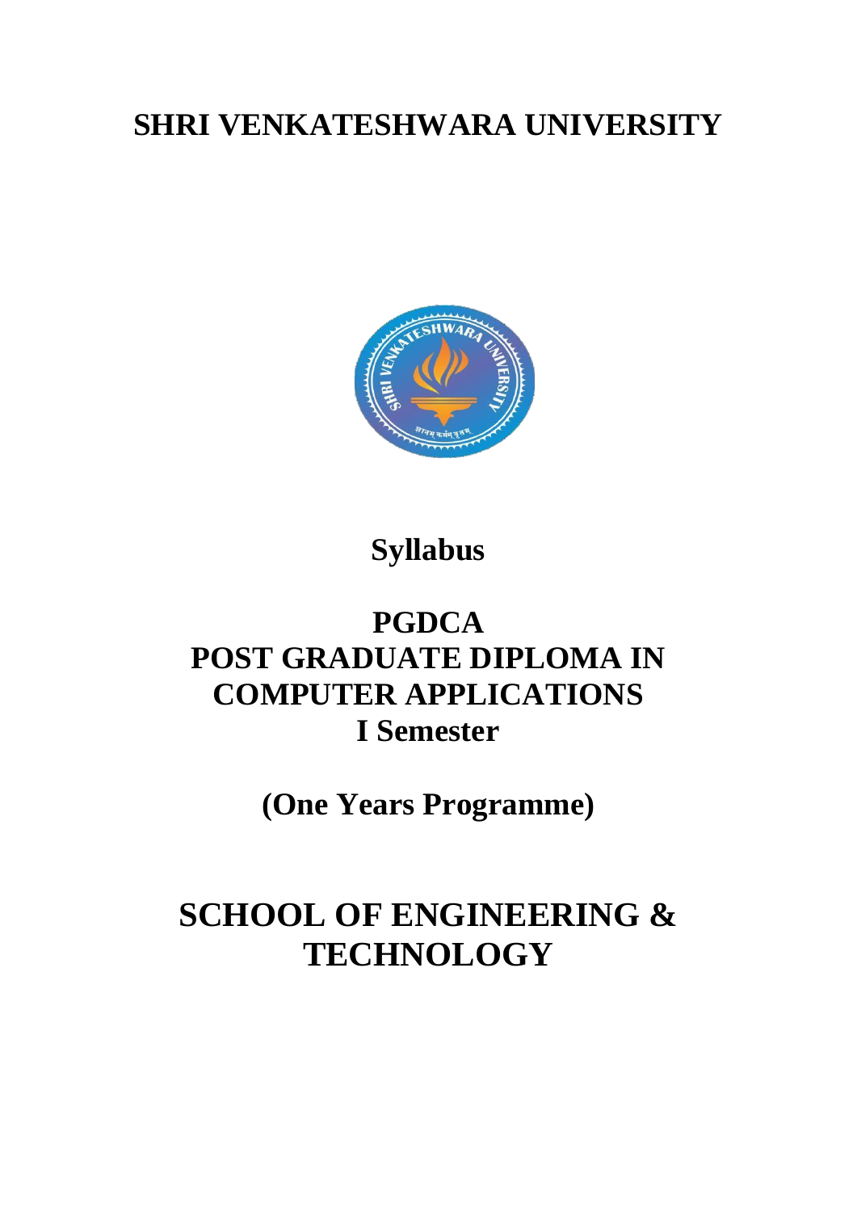# SHRI VENKATESHWARA UNIVERSITY

## Syllabus

## PGDCA
## POST GRADUATE DIPLOMA IN COMPUTER APPLICATIONS
## I Semester

## (One Years Programme)

# SCHOOL OF ENGINEERING & TECHNOLOGY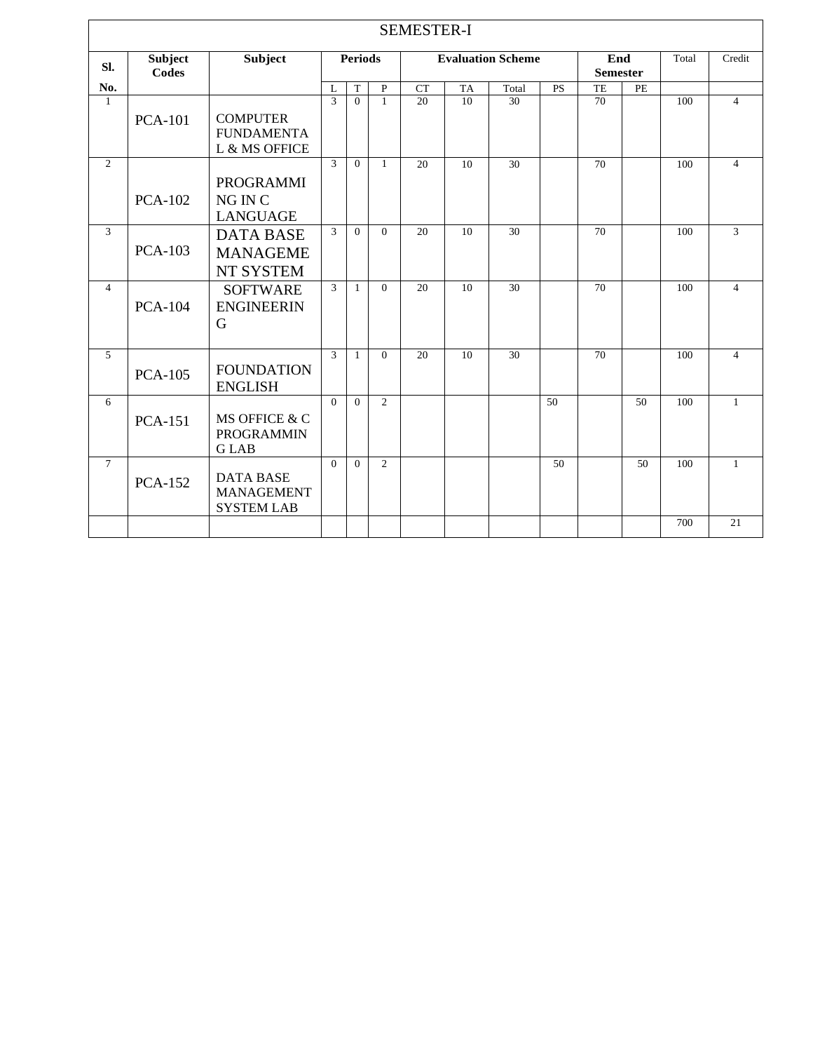# SEMESTER-I

| Sl. No. | Subject Codes | Subject | Periods | | | Evaluation Scheme | | | | End Semester | | Total | Credit |
|---|---|---|---|---|---|---|---|---|---|---|---|---|---|
| | | | L | T | P | CT | TA | Total | PS | TE | PE | | |
| 1 | PCA-101 | COMPUTER FUNDAMENTAL & MS OFFICE | 3 | 0 | 1 | 20 | 10 | 30 | | 70 | | 100 | 4 |
| 2 | PCA-102 | PROGRAMMING IN C LANGUAGE | 3 | 0 | 1 | 20 | 10 | 30 | | 70 | | 100 | 4 |
| 3 | PCA-103 | DATA BASE MANAGEMENT SYSTEM | 3 | 0 | 0 | 20 | 10 | 30 | | 70 | | 100 | 3 |
| 4 | PCA-104 | SOFTWARE ENGINEERING | 3 | 1 | 0 | 20 | 10 | 30 | | 70 | | 100 | 4 |
| 5 | PCA-105 | FOUNDATION ENGLISH | 3 | 1 | 0 | 20 | 10 | 30 | | 70 | | 100 | 4 |
| 6 | PCA-151 | MS OFFICE & C PROGRAMMING LAB | 0 | 0 | 2 | | | | 50 | | 50 | 100 | 1 |
| 7 | PCA-152 | DATA BASE MANAGEMENT SYSTEM LAB | 0 | 0 | 2 | | | | 50 | | 50 | 100 | 1 |
| | | | | | | | | | | | | 700 | 21 |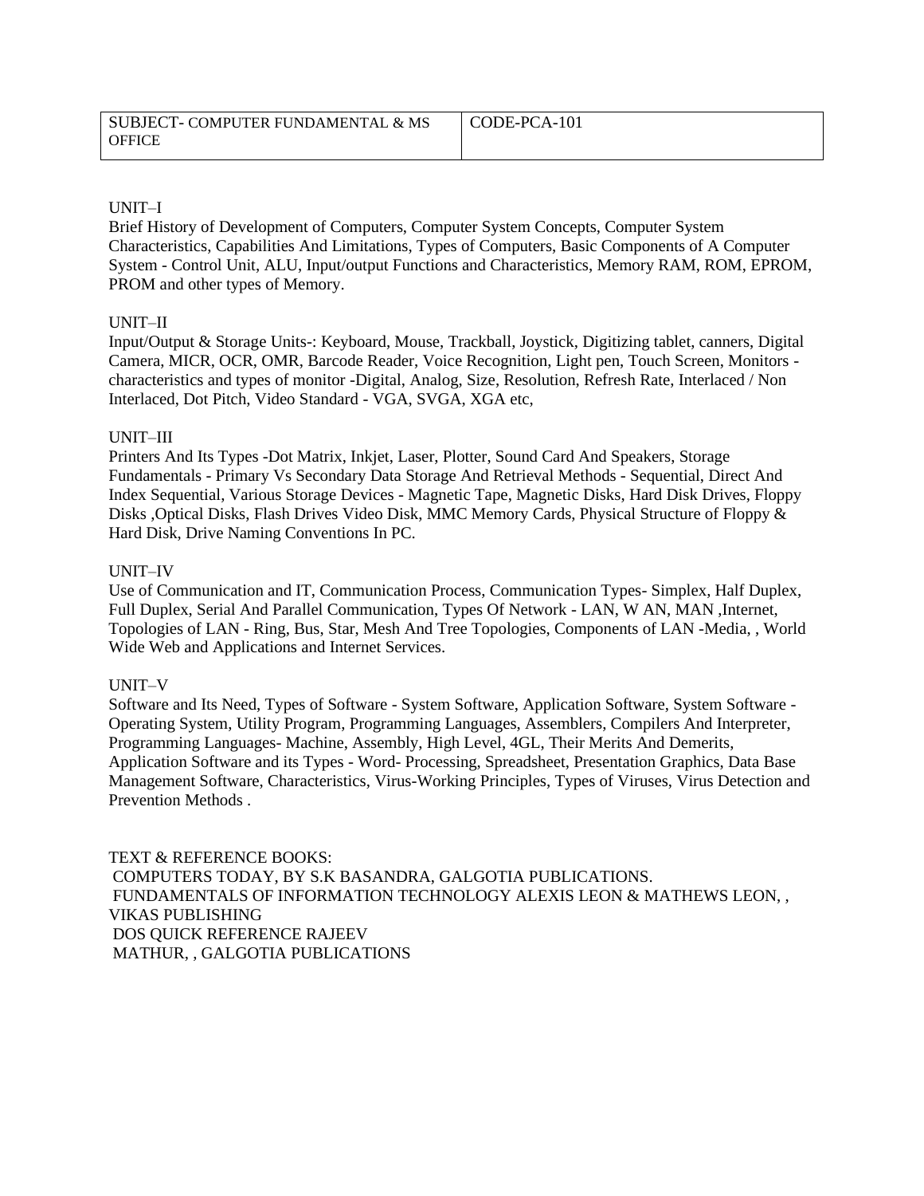| SUBJECT- COMPUTER FUNDAMENTAL & MS OFFICE | CODE-PCA-101 |
|---|---|

UNIT–I

Brief History of Development of Computers, Computer System Concepts, Computer System Characteristics, Capabilities And Limitations, Types of Computers, Basic Components of A Computer System - Control Unit, ALU, Input/output Functions and Characteristics, Memory RAM, ROM, EPROM, PROM and other types of Memory.

UNIT–II

Input/Output & Storage Units-: Keyboard, Mouse, Trackball, Joystick, Digitizing tablet, canners, Digital Camera, MICR, OCR, OMR, Barcode Reader, Voice Recognition, Light pen, Touch Screen, Monitors - characteristics and types of monitor -Digital, Analog, Size, Resolution, Refresh Rate, Interlaced / Non Interlaced, Dot Pitch, Video Standard - VGA, SVGA, XGA etc,

UNIT–III

Printers And Its Types -Dot Matrix, Inkjet, Laser, Plotter, Sound Card And Speakers, Storage Fundamentals - Primary Vs Secondary Data Storage And Retrieval Methods - Sequential, Direct And Index Sequential, Various Storage Devices - Magnetic Tape, Magnetic Disks, Hard Disk Drives, Floppy Disks ,Optical Disks, Flash Drives Video Disk, MMC Memory Cards, Physical Structure of Floppy & Hard Disk, Drive Naming Conventions In PC.

UNIT–IV

Use of Communication and IT, Communication Process, Communication Types- Simplex, Half Duplex, Full Duplex, Serial And Parallel Communication, Types Of Network - LAN, W AN, MAN ,Internet, Topologies of LAN - Ring, Bus, Star, Mesh And Tree Topologies, Components of LAN -Media, , World Wide Web and Applications and Internet Services.

UNIT–V

Software and Its Need, Types of Software - System Software, Application Software, System Software - Operating System, Utility Program, Programming Languages, Assemblers, Compilers And Interpreter, Programming Languages- Machine, Assembly, High Level, 4GL, Their Merits And Demerits, Application Software and its Types - Word- Processing, Spreadsheet, Presentation Graphics, Data Base Management Software, Characteristics, Virus-Working Principles, Types of Viruses, Virus Detection and Prevention Methods .

TEXT & REFERENCE BOOKS:

COMPUTERS TODAY, BY S.K BASANDRA, GALGOTIA PUBLICATIONS.
FUNDAMENTALS OF INFORMATION TECHNOLOGY ALEXIS LEON & MATHEWS LEON, , VIKAS PUBLISHING
DOS QUICK REFERENCE RAJEEV
MATHUR, , GALGOTIA PUBLICATIONS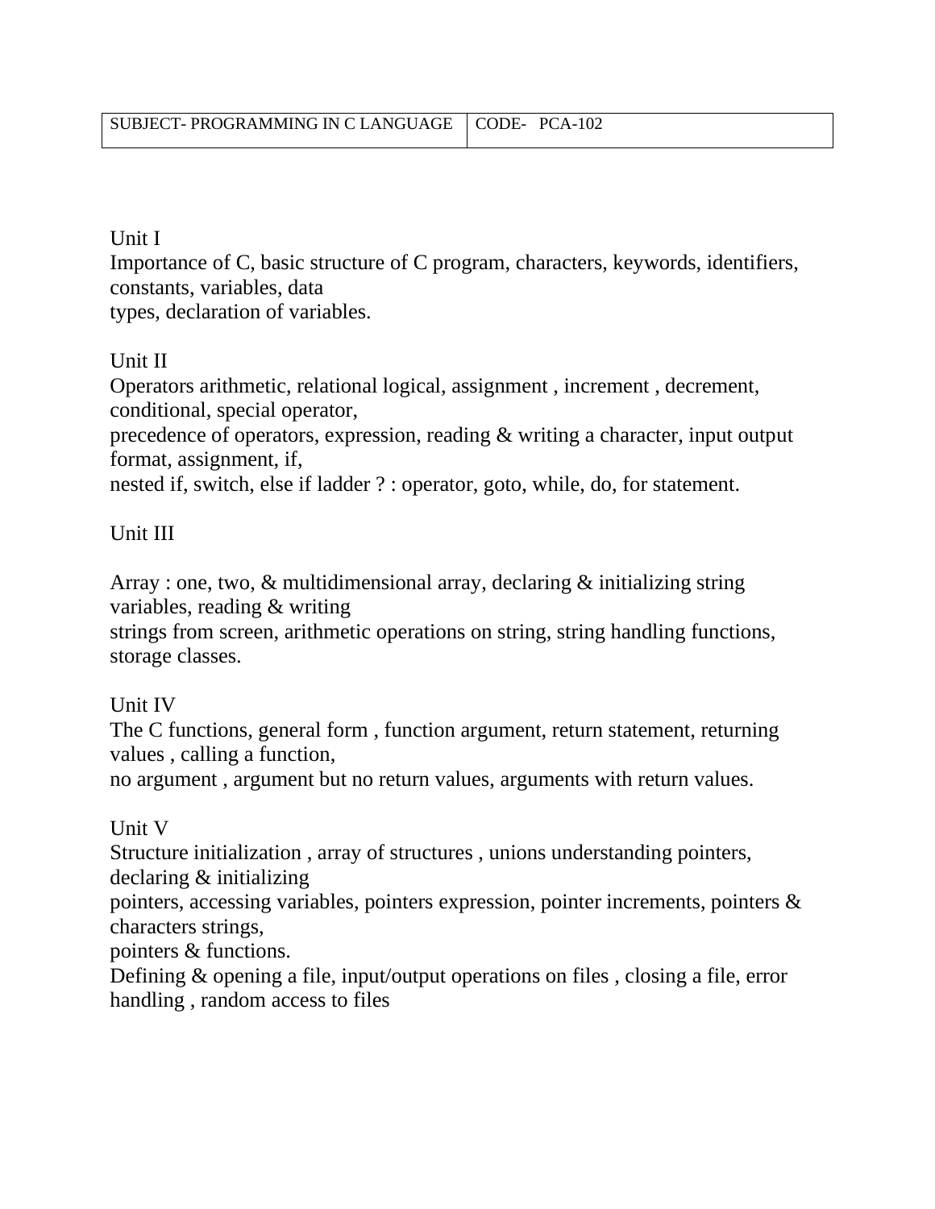| SUBJECT- PROGRAMMING IN C LANGUAGE | CODE- PCA-102 |
| --- | --- |

Unit I

Importance of C, basic structure of C program, characters, keywords, identifiers, constants, variables, data types, declaration of variables.

Unit II

Operators arithmetic, relational logical, assignment , increment , decrement, conditional, special operator, precedence of operators, expression, reading & writing a character, input output format, assignment, if, nested if, switch, else if ladder ? : operator, goto, while, do, for statement.

Unit III

Array : one, two, & multidimensional array, declaring & initializing string variables, reading & writing strings from screen, arithmetic operations on string, string handling functions, storage classes.

Unit IV

The C functions, general form , function argument, return statement, returning values , calling a function, no argument , argument but no return values, arguments with return values.

Unit V

Structure initialization , array of structures , unions understanding pointers, declaring & initializing pointers, accessing variables, pointers expression, pointer increments, pointers & characters strings, pointers & functions.

Defining & opening a file, input/output operations on files , closing a file, error handling , random access to files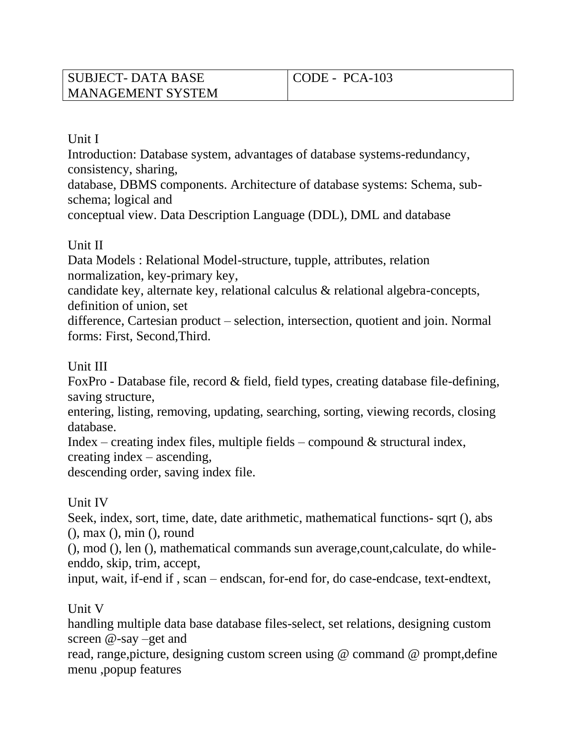| | |
|---|---|
| SUBJECT- DATA BASE MANAGEMENT SYSTEM | CODE - PCA-103 |

Unit I

Introduction: Database system, advantages of database systems-redundancy, consistency, sharing, database, DBMS components. Architecture of database systems: Schema, sub-schema; logical and conceptual view. Data Description Language (DDL), DML and database

Unit II

Data Models : Relational Model-structure, tupple, attributes, relation normalization, key-primary key, candidate key, alternate key, relational calculus & relational algebra-concepts, definition of union, set difference, Cartesian product – selection, intersection, quotient and join. Normal forms: First, Second,Third.

Unit III

FoxPro - Database file, record & field, field types, creating database file-defining, saving structure, entering, listing, removing, updating, searching, sorting, viewing records, closing database.

Index – creating index files, multiple fields – compound & structural index, creating index – ascending, descending order, saving index file.

Unit IV

Seek, index, sort, time, date, date arithmetic, mathematical functions- sqrt (), abs (), max (), min (), round (), mod (), len (), mathematical commands sun average,count,calculate, do while-enddo, skip, trim, accept, input, wait, if-end if , scan – endscan, for-end for, do case-endcase, text-endtext,

Unit V

handling multiple data base database files-select, set relations, designing custom screen @-say –get and read, range,picture, designing custom screen using @ command @ prompt,define menu ,popup features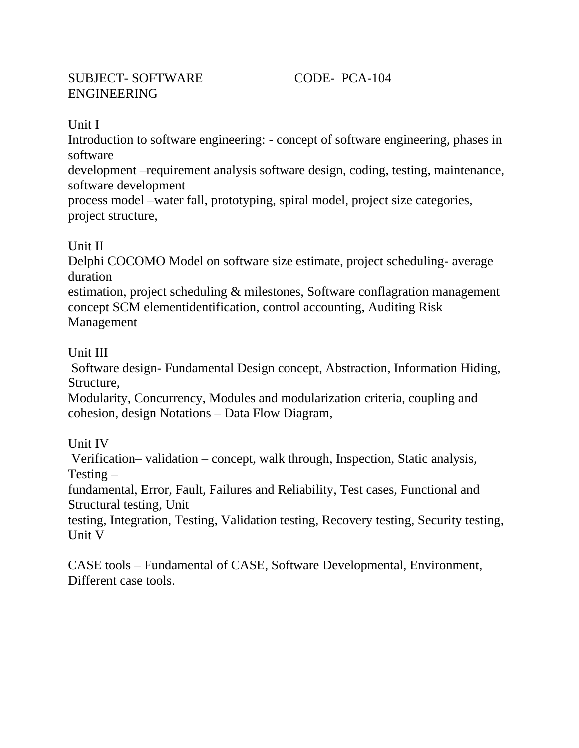| | |
|---|---|
| SUBJECT- SOFTWARE ENGINEERING | CODE- PCA-104 |

Unit I

Introduction to software engineering: - concept of software engineering, phases in software development –requirement analysis software design, coding, testing, maintenance, software development process model –water fall, prototyping, spiral model, project size categories, project structure,

Unit II

Delphi COCOMO Model on software size estimate, project scheduling- average duration estimation, project scheduling & milestones, Software conflagration management concept SCM elementidentification, control accounting, Auditing Risk Management

Unit III

Software design- Fundamental Design concept, Abstraction, Information Hiding, Structure, Modularity, Concurrency, Modules and modularization criteria, coupling and cohesion, design Notations – Data Flow Diagram,

Unit IV

Verification– validation – concept, walk through, Inspection, Static analysis, Testing – fundamental, Error, Fault, Failures and Reliability, Test cases, Functional and Structural testing, Unit testing, Integration, Testing, Validation testing, Recovery testing, Security testing,

Unit V

CASE tools – Fundamental of CASE, Software Developmental, Environment, Different case tools.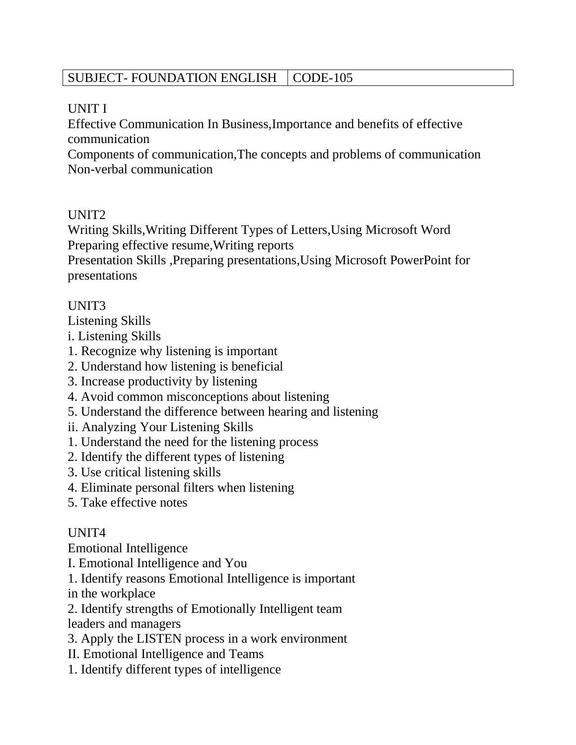| SUBJECT- FOUNDATION ENGLISH | CODE-105 |
|---|---|

UNIT I

Effective Communication In Business,Importance and benefits of effective communication

Components of communication,The concepts and problems of communication

Non-verbal communication

UNIT2

Writing Skills,Writing Different Types of Letters,Using Microsoft Word

Preparing effective resume,Writing reports

Presentation Skills ,Preparing presentations,Using Microsoft PowerPoint for presentations

UNIT3

Listening Skills

i. Listening Skills

1. Recognize why listening is important
2. Understand how listening is beneficial
3. Increase productivity by listening
4. Avoid common misconceptions about listening
5. Understand the difference between hearing and listening

ii. Analyzing Your Listening Skills

1. Understand the need for the listening process
2. Identify the different types of listening
3. Use critical listening skills
4. Eliminate personal filters when listening
5. Take effective notes

UNIT4

Emotional Intelligence

I. Emotional Intelligence and You

1. Identify reasons Emotional Intelligence is important in the workplace
2. Identify strengths of Emotionally Intelligent team leaders and managers
3. Apply the LISTEN process in a work environment

II. Emotional Intelligence and Teams

1. Identify different types of intelligence